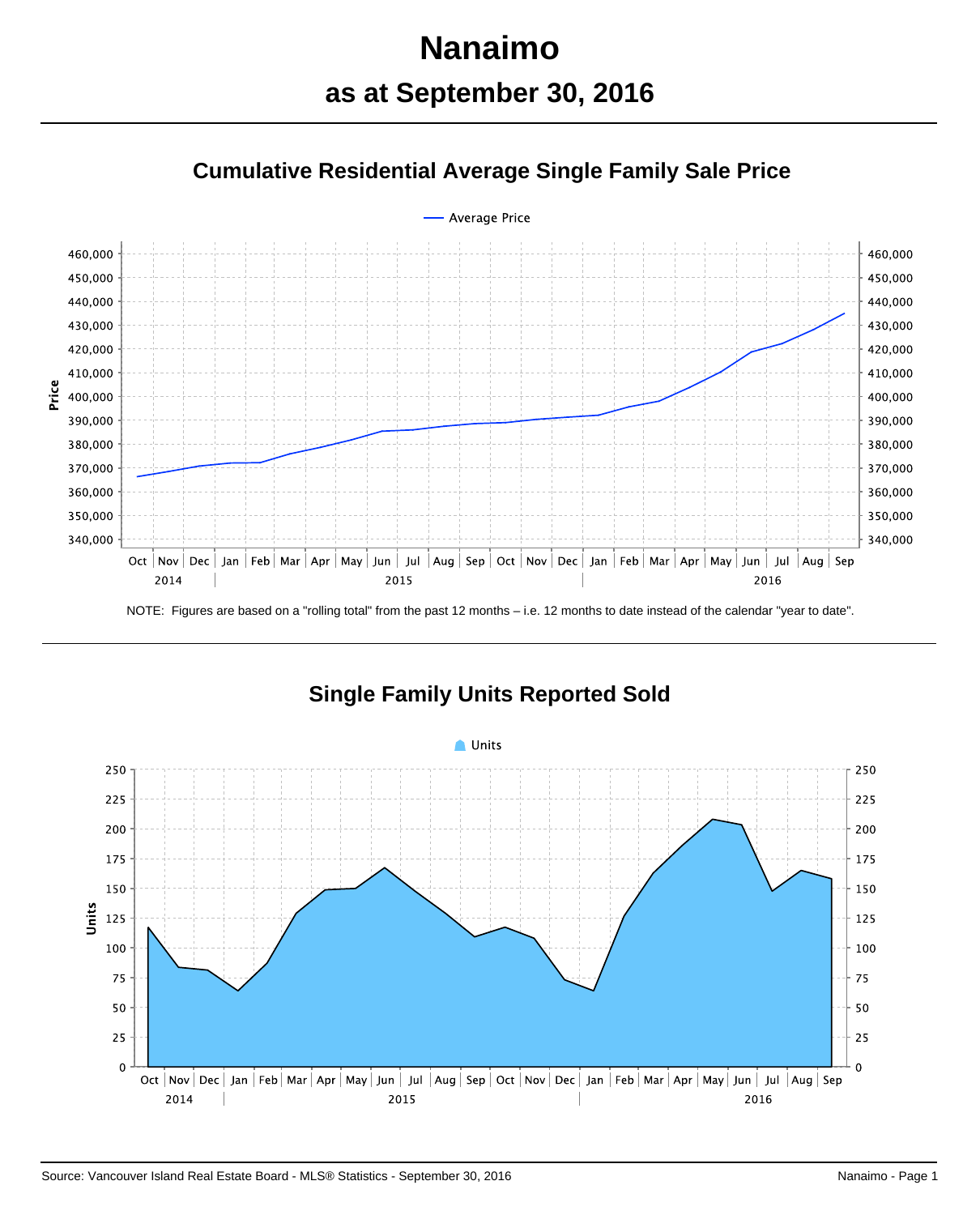# Nanaimo

## as at September 30, 2016

### Cumulative Residential Average Single Family Sale Price

NOTE: Figures are based on a "rolling total" from the past 12 months – i.e. 12 months to date instead of the calendar "year to date".

### Single Family Units Reported Sold

Source: Vancouver Island Real Estate Board - MLS® Statistics - September 30, 2016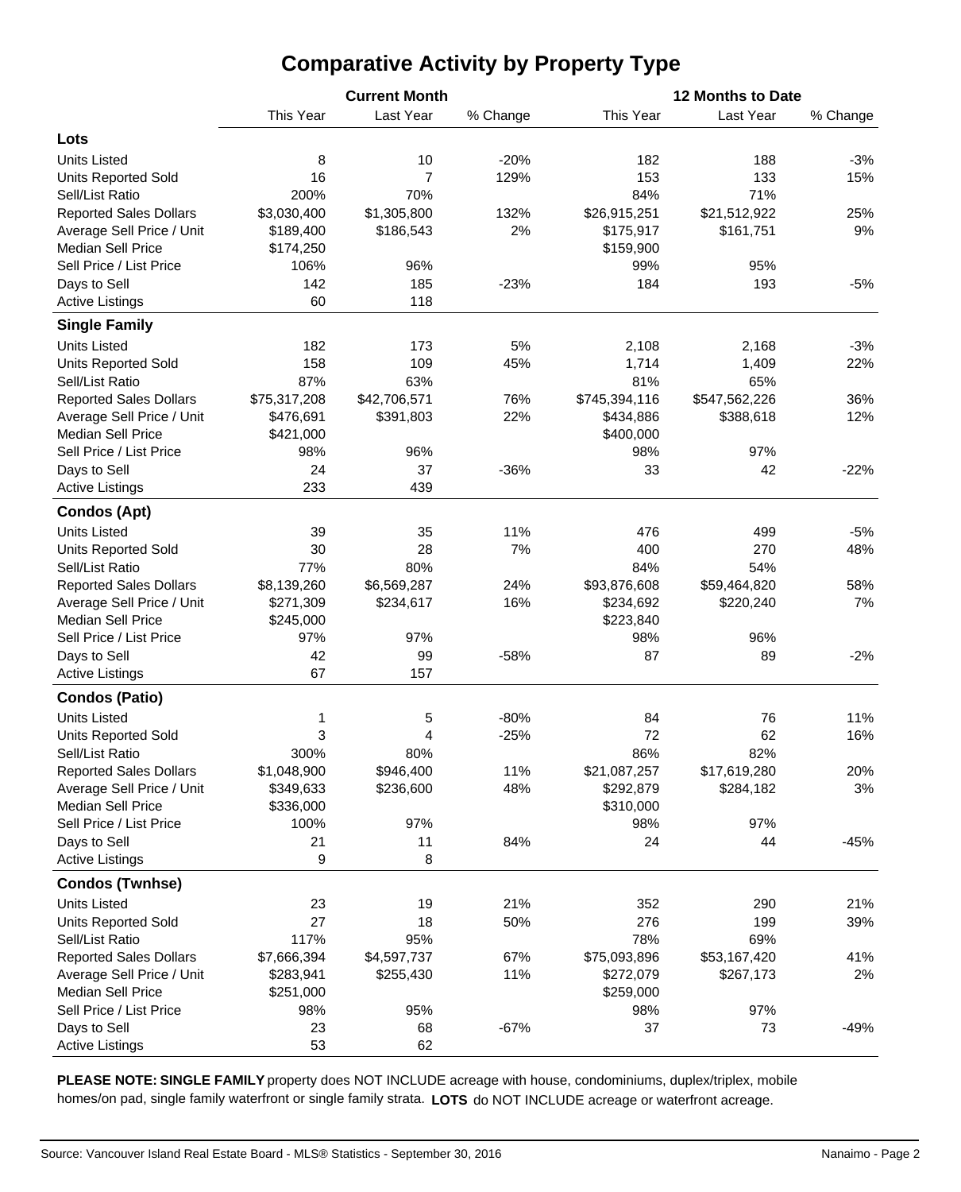# Comparative Activity by Property Type

| | Current Month | | | 12 Months to Date | | |
|---|---|---|---|---|---|---|
| | This Year | Last Year | % Change | This Year | Last Year | % Change |
| **Lots** | | | | | | |
| Units Listed | 8 | 10 | -20% | 182 | 188 | -3% |
| Units Reported Sold | 16 | 7 | 129% | 153 | 133 | 15% |
| Sell/List Ratio | 200% | 70% | | 84% | 71% | |
| Reported Sales Dollars | $3,030,400 | $1,305,800 | 132% | $26,915,251 | $21,512,922 | 25% |
| Average Sell Price / Unit | $189,400 | $186,543 | 2% | $175,917 | $161,751 | 9% |
| Median Sell Price | $174,250 | | | $159,900 | | |
| Sell Price / List Price | 106% | 96% | | 99% | 95% | |
| Days to Sell | 142 | 185 | -23% | 184 | 193 | -5% |
| Active Listings | 60 | 118 | | | | |
| **Single Family** | | | | | | |
| Units Listed | 182 | 173 | 5% | 2,108 | 2,168 | -3% |
| Units Reported Sold | 158 | 109 | 45% | 1,714 | 1,409 | 22% |
| Sell/List Ratio | 87% | 63% | | 81% | 65% | |
| Reported Sales Dollars | $75,317,208 | $42,706,571 | 76% | $745,394,116 | $547,562,226 | 36% |
| Average Sell Price / Unit | $476,691 | $391,803 | 22% | $434,886 | $388,618 | 12% |
| Median Sell Price | $421,000 | | | $400,000 | | |
| Sell Price / List Price | 98% | 96% | | 98% | 97% | |
| Days to Sell | 24 | 37 | -36% | 33 | 42 | -22% |
| Active Listings | 233 | 439 | | | | |
| **Condos (Apt)** | | | | | | |
| Units Listed | 39 | 35 | 11% | 476 | 499 | -5% |
| Units Reported Sold | 30 | 28 | 7% | 400 | 270 | 48% |
| Sell/List Ratio | 77% | 80% | | 84% | 54% | |
| Reported Sales Dollars | $8,139,260 | $6,569,287 | 24% | $93,876,608 | $59,464,820 | 58% |
| Average Sell Price / Unit | $271,309 | $234,617 | 16% | $234,692 | $220,240 | 7% |
| Median Sell Price | $245,000 | | | $223,840 | | |
| Sell Price / List Price | 97% | 97% | | 98% | 96% | |
| Days to Sell | 42 | 99 | -58% | 87 | 89 | -2% |
| Active Listings | 67 | 157 | | | | |
| **Condos (Patio)** | | | | | | |
| Units Listed | 1 | 5 | -80% | 84 | 76 | 11% |
| Units Reported Sold | 3 | 4 | -25% | 72 | 62 | 16% |
| Sell/List Ratio | 300% | 80% | | 86% | 82% | |
| Reported Sales Dollars | $1,048,900 | $946,400 | 11% | $21,087,257 | $17,619,280 | 20% |
| Average Sell Price / Unit | $349,633 | $236,600 | 48% | $292,879 | $284,182 | 3% |
| Median Sell Price | $336,000 | | | $310,000 | | |
| Sell Price / List Price | 100% | 97% | | 98% | 97% | |
| Days to Sell | 21 | 11 | 84% | 24 | 44 | -45% |
| Active Listings | 9 | 8 | | | | |
| **Condos (Twnhse)** | | | | | | |
| Units Listed | 23 | 19 | 21% | 352 | 290 | 21% |
| Units Reported Sold | 27 | 18 | 50% | 276 | 199 | 39% |
| Sell/List Ratio | 117% | 95% | | 78% | 69% | |
| Reported Sales Dollars | $7,666,394 | $4,597,737 | 67% | $75,093,896 | $53,167,420 | 41% |
| Average Sell Price / Unit | $283,941 | $255,430 | 11% | $272,079 | $267,173 | 2% |
| Median Sell Price | $251,000 | | | $259,000 | | |
| Sell Price / List Price | 98% | 95% | | 98% | 97% | |
| Days to Sell | 23 | 68 | -67% | 37 | 73 | -49% |
| Active Listings | 53 | 62 | | | | |

**PLEASE NOTE: SINGLE FAMILY** property does NOT INCLUDE acreage with house, condominiums, duplex/triplex, mobile homes/on pad, single family waterfront or single family strata. **LOTS** do NOT INCLUDE acreage or waterfront acreage.

Source: Vancouver Island Real Estate Board - MLS® Statistics - September 30, 2016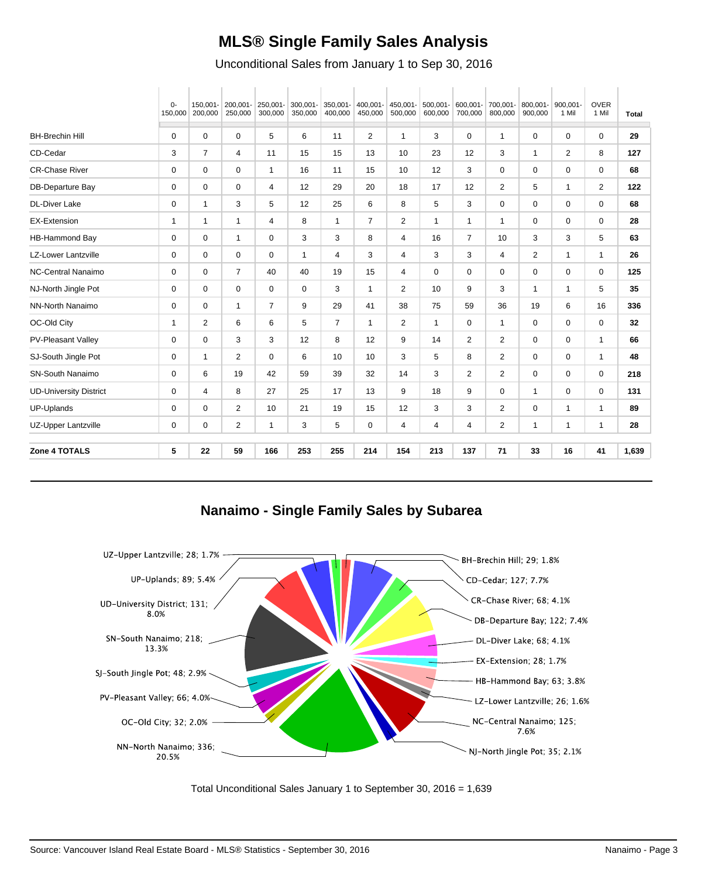# MLS® Single Family Sales Analysis

Unconditional Sales from January 1 to Sep 30, 2016

| | 0-150,000 | 150,001-200,000 | 200,001-250,000 | 250,001-300,000 | 300,001-350,000 | 350,001-400,000 | 400,001-450,000 | 450,001-500,000 | 500,001-600,000 | 600,001-700,000 | 700,001-800,000 | 800,001-900,000 | 900,001-1 Mil | OVER 1 Mil | Total |
|---|---|---|---|---|---|---|---|---|---|---|---|---|---|---|---|
| BH-Brechin Hill | 0 | 0 | 0 | 5 | 6 | 11 | 2 | 1 | 3 | 0 | 1 | 0 | 0 | 0 | **29** |
| CD-Cedar | 3 | 7 | 4 | 11 | 15 | 15 | 13 | 10 | 23 | 12 | 3 | 1 | 2 | 8 | **127** |
| CR-Chase River | 0 | 0 | 0 | 1 | 16 | 11 | 15 | 10 | 12 | 3 | 0 | 0 | 0 | 0 | **68** |
| DB-Departure Bay | 0 | 0 | 0 | 4 | 12 | 29 | 20 | 18 | 17 | 12 | 2 | 5 | 1 | 2 | **122** |
| DL-Diver Lake | 0 | 1 | 3 | 5 | 12 | 25 | 6 | 8 | 5 | 3 | 0 | 0 | 0 | 0 | **68** |
| EX-Extension | 1 | 1 | 1 | 4 | 8 | 1 | 7 | 2 | 1 | 1 | 1 | 0 | 0 | 0 | **28** |
| HB-Hammond Bay | 0 | 0 | 1 | 0 | 3 | 3 | 8 | 4 | 16 | 7 | 10 | 3 | 3 | 5 | **63** |
| LZ-Lower Lantzville | 0 | 0 | 0 | 0 | 1 | 4 | 3 | 4 | 3 | 3 | 4 | 2 | 1 | 1 | **26** |
| NC-Central Nanaimo | 0 | 0 | 7 | 40 | 40 | 19 | 15 | 4 | 0 | 0 | 0 | 0 | 0 | 0 | **125** |
| NJ-North Jingle Pot | 0 | 0 | 0 | 0 | 0 | 3 | 1 | 2 | 10 | 9 | 3 | 1 | 1 | 5 | **35** |
| NN-North Nanaimo | 0 | 0 | 1 | 7 | 9 | 29 | 41 | 38 | 75 | 59 | 36 | 19 | 6 | 16 | **336** |
| OC-Old City | 1 | 2 | 6 | 6 | 5 | 7 | 1 | 2 | 1 | 0 | 1 | 0 | 0 | 0 | **32** |
| PV-Pleasant Valley | 0 | 0 | 3 | 3 | 12 | 8 | 12 | 9 | 14 | 2 | 2 | 0 | 0 | 1 | **66** |
| SJ-South Jingle Pot | 0 | 1 | 2 | 0 | 6 | 10 | 10 | 3 | 5 | 8 | 2 | 0 | 0 | 1 | **48** |
| SN-South Nanaimo | 0 | 6 | 19 | 42 | 59 | 39 | 32 | 14 | 3 | 2 | 2 | 0 | 0 | 0 | **218** |
| UD-University District | 0 | 4 | 8 | 27 | 25 | 17 | 13 | 9 | 18 | 9 | 0 | 1 | 0 | 0 | **131** |
| UP-Uplands | 0 | 0 | 2 | 10 | 21 | 19 | 15 | 12 | 3 | 3 | 2 | 0 | 1 | 1 | **89** |
| UZ-Upper Lantzville | 0 | 0 | 2 | 1 | 3 | 5 | 0 | 4 | 4 | 4 | 2 | 1 | 1 | 1 | **28** |
| **Zone 4 TOTALS** | **5** | **22** | **59** | **166** | **253** | **255** | **214** | **154** | **213** | **137** | **71** | **33** | **16** | **41** | **1,639** |

## Nanaimo - Single Family Sales by Subarea

UZ-Upper Lantzville; 28; 1.7%
BH-Brechin Hill; 29; 1.8%
UP-Uplands; 89; 5.4%
CD-Cedar; 127; 7.7%
CR-Chase River; 68; 4.1%
UD-University District; 131; 8.0%
DB-Departure Bay; 122; 7.4%
SN-South Nanaimo; 218; 13.3%
DL-Diver Lake; 68; 4.1%
EX-Extension; 28; 1.7%
SJ-South Jingle Pot; 48; 2.9%
HB-Hammond Bay; 63; 3.8%
PV-Pleasant Valley; 66; 4.0%
LZ-Lower Lantzville; 26; 1.6%
OC-Old City; 32; 2.0%
NC-Central Nanaimo; 125; 7.6%
NN-North Nanaimo; 336; 20.5%
NJ-North Jingle Pot; 35; 2.1%

Total Unconditional Sales January 1 to September 30, 2016 = 1,639

Source: Vancouver Island Real Estate Board - MLS® Statistics - September 30, 2016